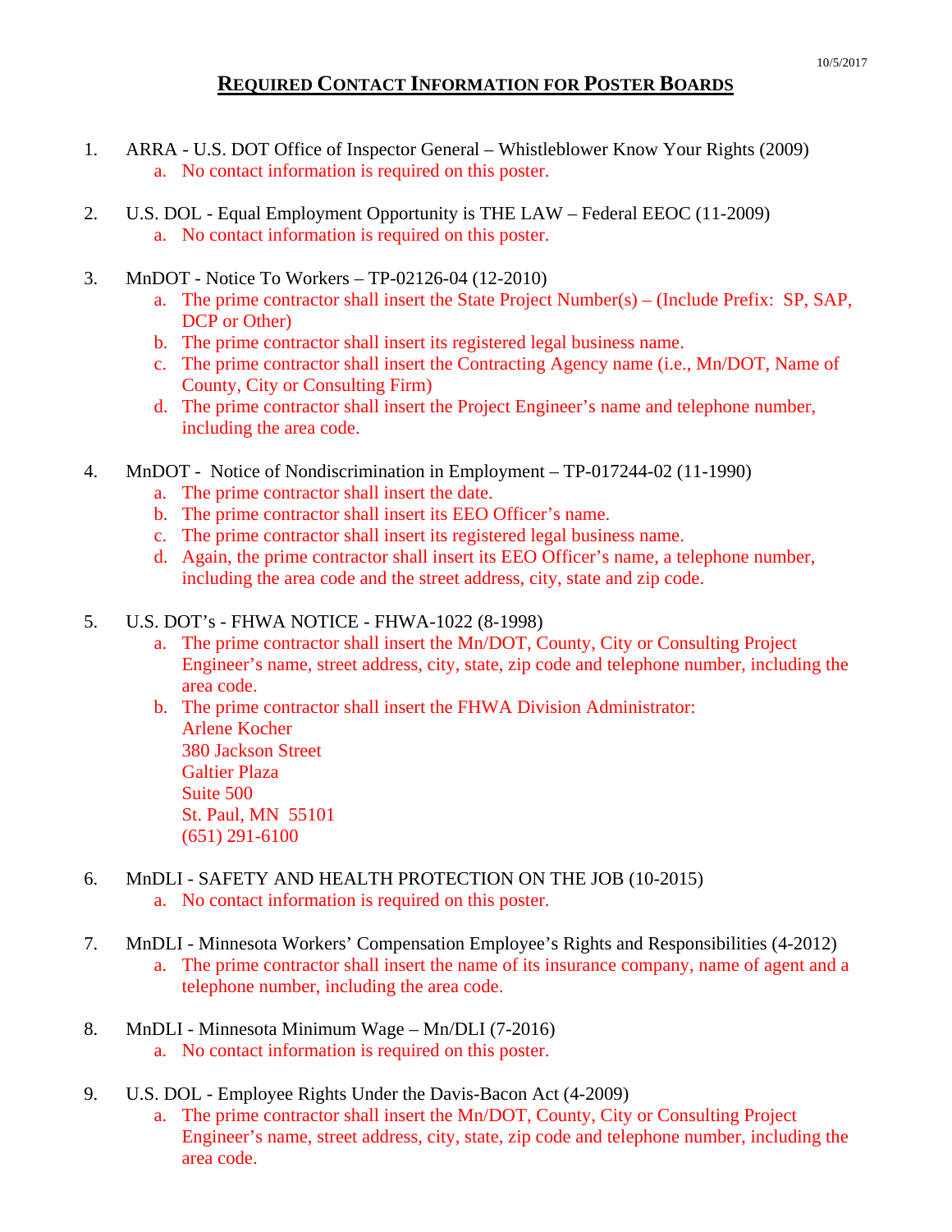10/5/2017

# REQUIRED CONTACT INFORMATION FOR POSTER BOARDS

1. ARRA - U.S. DOT Office of Inspector General – Whistleblower Know Your Rights (2009)
   a. No contact information is required on this poster.

2. U.S. DOL - Equal Employment Opportunity is THE LAW – Federal EEOC (11-2009)
   a. No contact information is required on this poster.

3. MnDOT - Notice To Workers – TP-02126-04 (12-2010)
   a. The prime contractor shall insert the State Project Number(s) – (Include Prefix: SP, SAP, DCP or Other)
   b. The prime contractor shall insert its registered legal business name.
   c. The prime contractor shall insert the Contracting Agency name (i.e., Mn/DOT, Name of County, City or Consulting Firm)
   d. The prime contractor shall insert the Project Engineer's name and telephone number, including the area code.

4. MnDOT - Notice of Nondiscrimination in Employment – TP-017244-02 (11-1990)
   a. The prime contractor shall insert the date.
   b. The prime contractor shall insert its EEO Officer's name.
   c. The prime contractor shall insert its registered legal business name.
   d. Again, the prime contractor shall insert its EEO Officer's name, a telephone number, including the area code and the street address, city, state and zip code.

5. U.S. DOT's - FHWA NOTICE - FHWA-1022 (8-1998)
   a. The prime contractor shall insert the Mn/DOT, County, City or Consulting Project Engineer's name, street address, city, state, zip code and telephone number, including the area code.
   b. The prime contractor shall insert the FHWA Division Administrator:
      Arlene Kocher
      380 Jackson Street
      Galtier Plaza
      Suite 500
      St. Paul, MN 55101
      (651) 291-6100

6. MnDLI - SAFETY AND HEALTH PROTECTION ON THE JOB (10-2015)
   a. No contact information is required on this poster.

7. MnDLI - Minnesota Workers' Compensation Employee's Rights and Responsibilities (4-2012)
   a. The prime contractor shall insert the name of its insurance company, name of agent and a telephone number, including the area code.

8. MnDLI - Minnesota Minimum Wage – Mn/DLI (7-2016)
   a. No contact information is required on this poster.

9. U.S. DOL - Employee Rights Under the Davis-Bacon Act (4-2009)
   a. The prime contractor shall insert the Mn/DOT, County, City or Consulting Project Engineer's name, street address, city, state, zip code and telephone number, including the area code.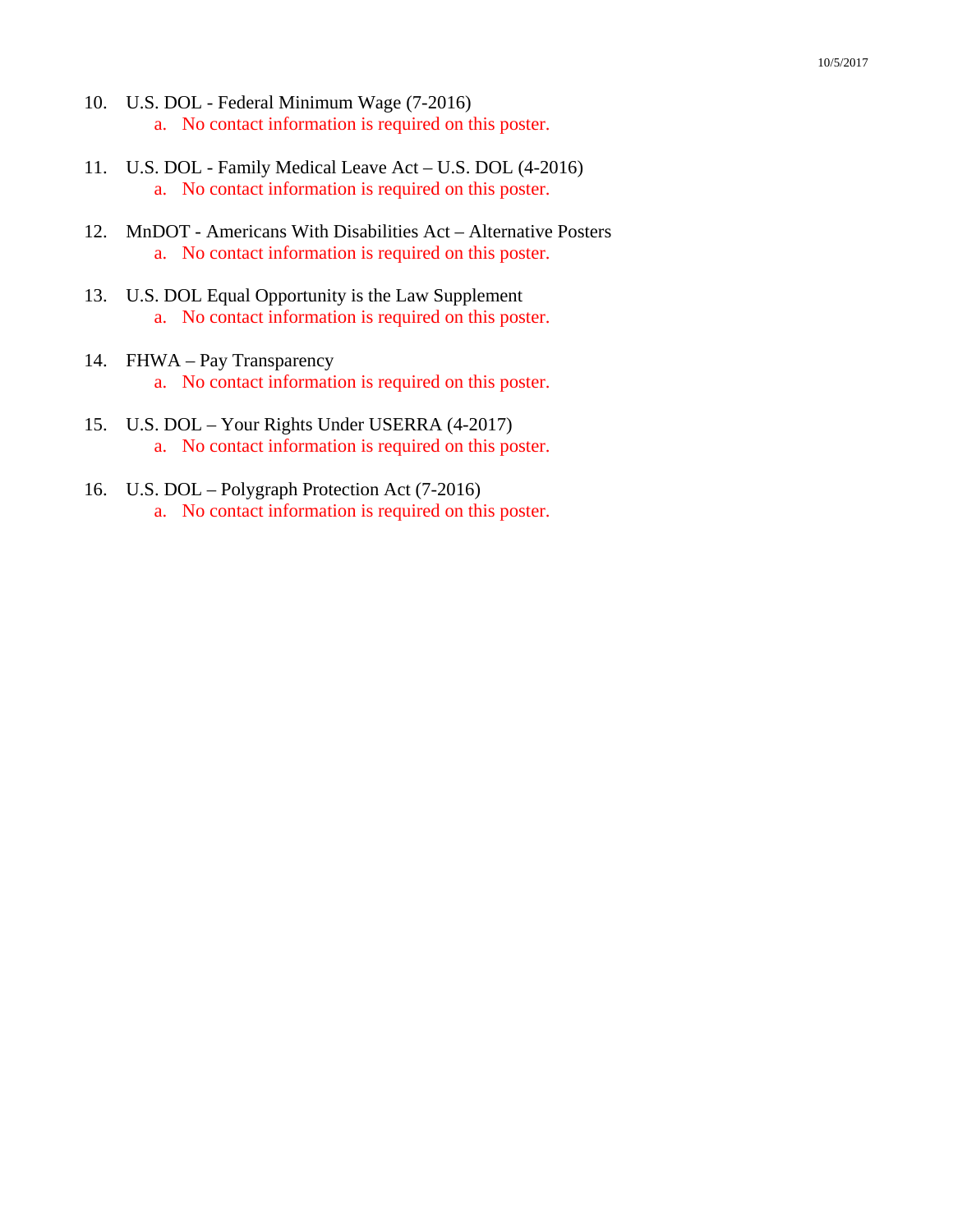10. U.S. DOL - Federal Minimum Wage (7-2016)
    a. No contact information is required on this poster.

11. U.S. DOL - Family Medical Leave Act – U.S. DOL (4-2016)
    a. No contact information is required on this poster.

12. MnDOT - Americans With Disabilities Act – Alternative Posters
    a. No contact information is required on this poster.

13. U.S. DOL Equal Opportunity is the Law Supplement
    a. No contact information is required on this poster.

14. FHWA – Pay Transparency
    a. No contact information is required on this poster.

15. U.S. DOL – Your Rights Under USERRA (4-2017)
    a. No contact information is required on this poster.

16. U.S. DOL – Polygraph Protection Act (7-2016)
    a. No contact information is required on this poster.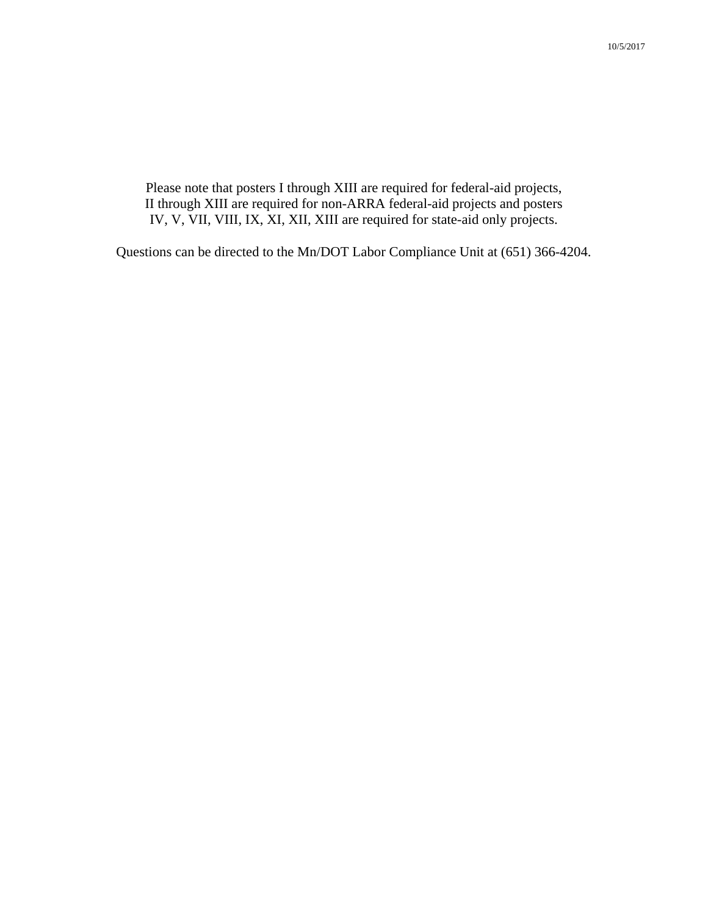10/5/2017

Please note that posters I through XIII are required for federal-aid projects, II through XIII are required for non-ARRA federal-aid projects and posters IV, V, VII, VIII, IX, XI, XII, XIII are required for state-aid only projects.

Questions can be directed to the Mn/DOT Labor Compliance Unit at (651) 366-4204.